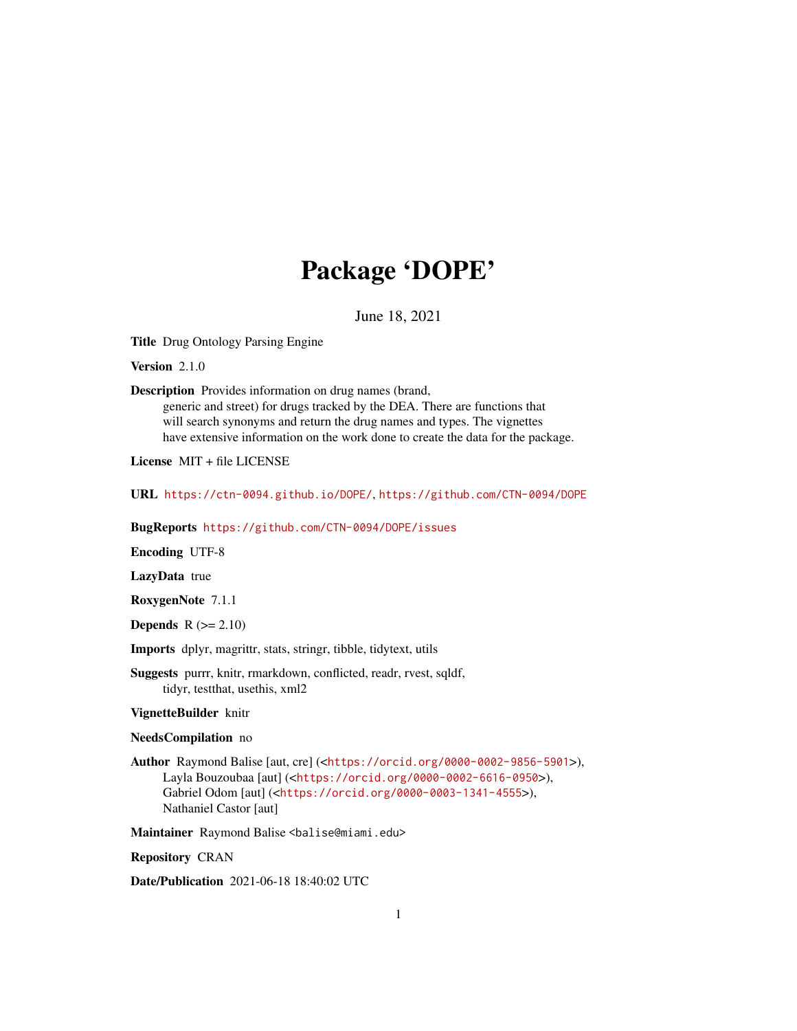# Package 'DOPE'

June 18, 2021

**Title** Drug Ontology Parsing Engine

**Version** 2.1.0

**Description** Provides information on drug names (brand, generic and street) for drugs tracked by the DEA. There are functions that will search synonyms and return the drug names and types. The vignettes have extensive information on the work done to create the data for the package.

**License** MIT + file LICENSE

**URL** https://ctn-0094.github.io/DOPE/, https://github.com/CTN-0094/DOPE

**BugReports** https://github.com/CTN-0094/DOPE/issues

**Encoding** UTF-8

**LazyData** true

**RoxygenNote** 7.1.1

**Depends** R (>= 2.10)

**Imports** dplyr, magrittr, stats, stringr, tibble, tidytext, utils

**Suggests** purrr, knitr, rmarkdown, conflicted, readr, rvest, sqldf, tidyr, testthat, usethis, xml2

**VignetteBuilder** knitr

**NeedsCompilation** no

**Author** Raymond Balise [aut, cre] (<https://orcid.org/0000-0002-9856-5901>), Layla Bouzoubaa [aut] (<https://orcid.org/0000-0002-6616-0950>), Gabriel Odom [aut] (<https://orcid.org/0000-0003-1341-4555>), Nathaniel Castor [aut]

**Maintainer** Raymond Balise <balise@miami.edu>

**Repository** CRAN

**Date/Publication** 2021-06-18 18:40:02 UTC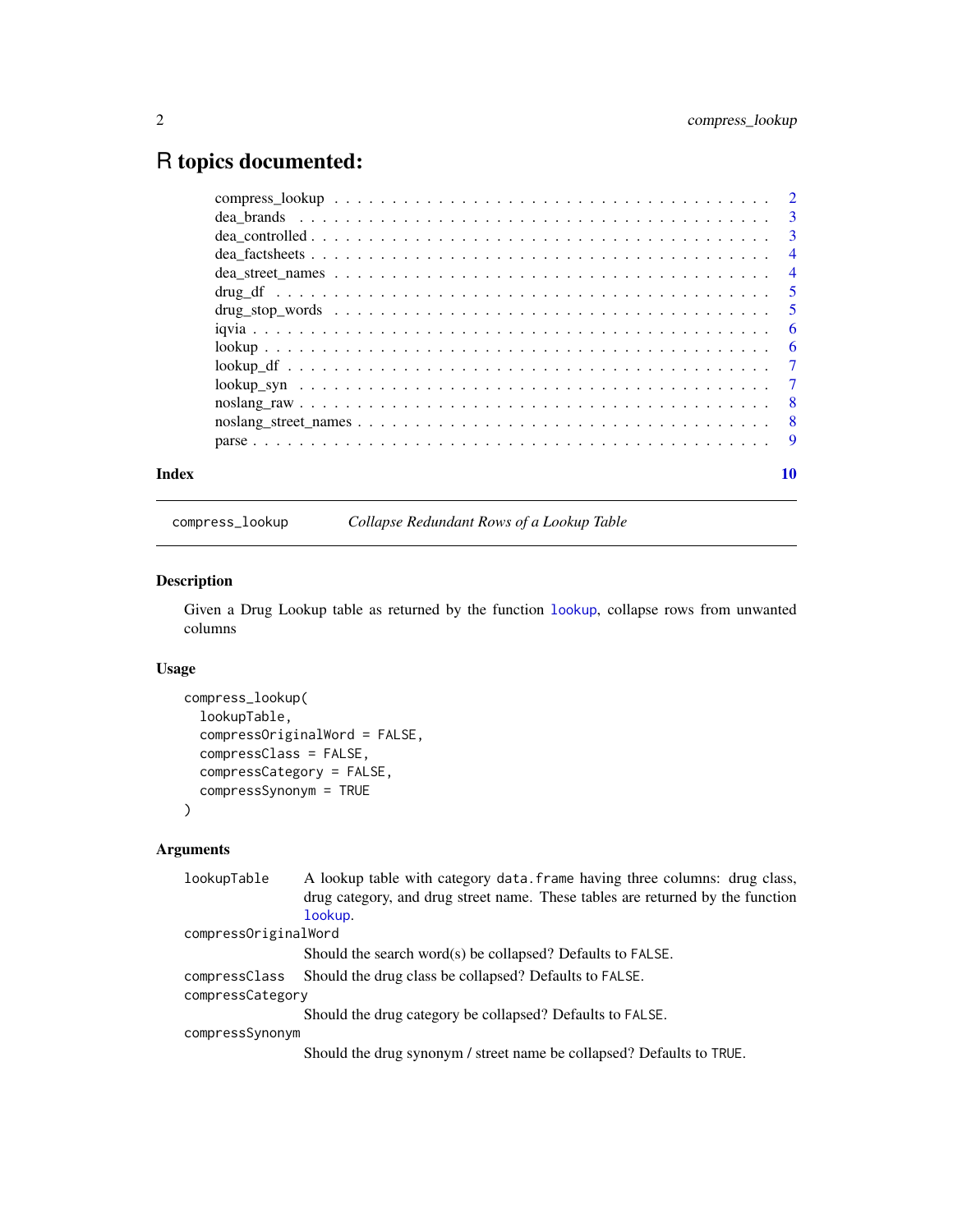# R topics documented:

| | |
|---|---|
| compress_lookup | 2 |
| dea_brands | 3 |
| dea_controlled | 3 |
| dea_factsheets | 4 |
| dea_street_names | 4 |
| drug_df | 5 |
| drug_stop_words | 5 |
| iqvia | 6 |
| lookup | 6 |
| lookup_df | 7 |
| lookup_syn | 7 |
| noslang_raw | 8 |
| noslang_street_names | 8 |
| parse | 9 |
| **Index** | **10** |

---

compress_lookup *Collapse Redundant Rows of a Lookup Table*

---

### Description

Given a Drug Lookup table as returned by the function lookup, collapse rows from unwanted columns

### Usage

```
compress_lookup(
  lookupTable,
  compressOriginalWord = FALSE,
  compressClass = FALSE,
  compressCategory = FALSE,
  compressSynonym = TRUE
)
```

### Arguments

| | |
|---|---|
| lookupTable | A lookup table with category `data.frame` having three columns: drug class, drug category, and drug street name. These tables are returned by the function lookup. |
| compressOriginalWord | Should the search word(s) be collapsed? Defaults to `FALSE`. |
| compressClass | Should the drug class be collapsed? Defaults to `FALSE`. |
| compressCategory | Should the drug category be collapsed? Defaults to `FALSE`. |
| compressSynonym | Should the drug synonym / street name be collapsed? Defaults to `TRUE`. |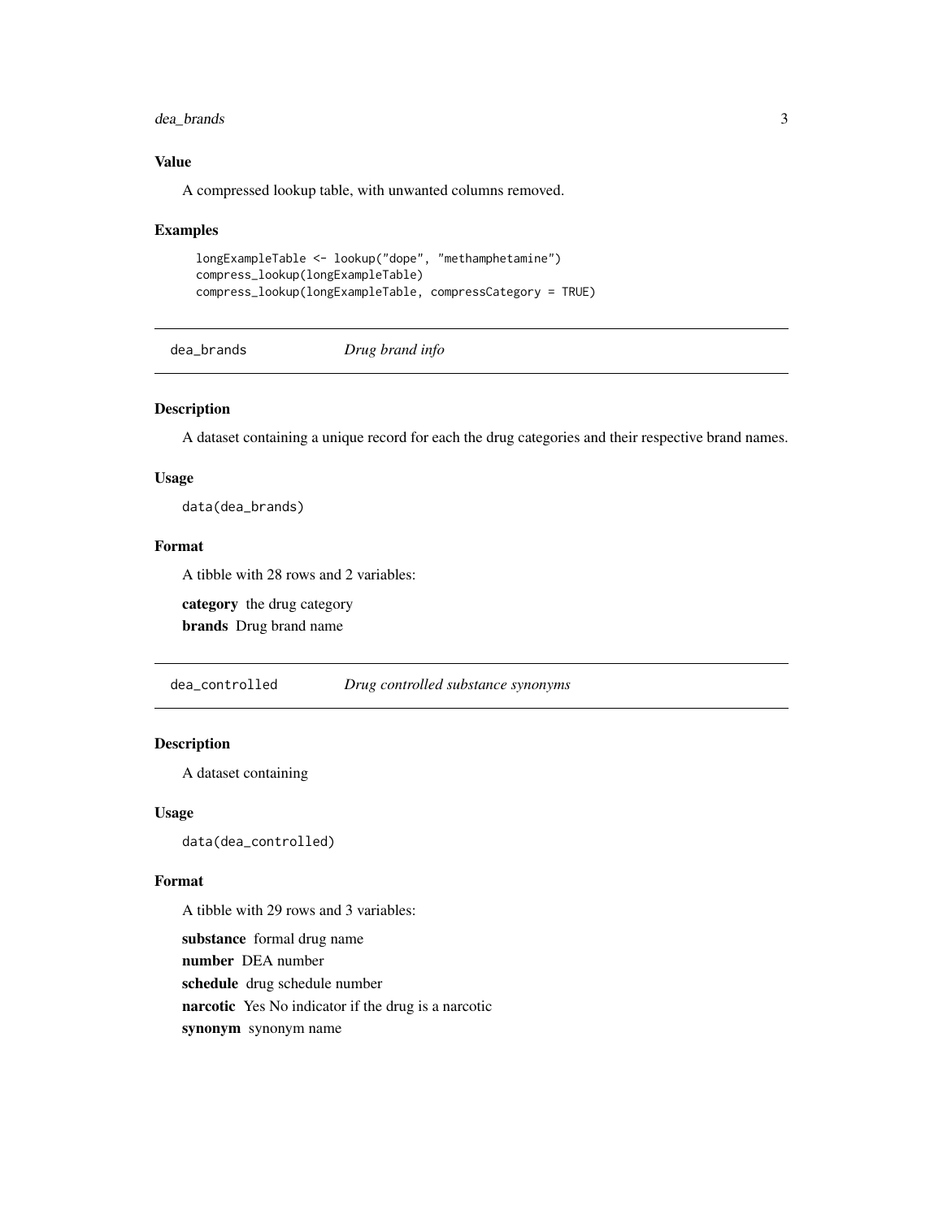## Value

A compressed lookup table, with unwanted columns removed.

## Examples

```
longExampleTable <- lookup("dope", "methamphetamine")
compress_lookup(longExampleTable)
compress_lookup(longExampleTable, compressCategory = TRUE)
```

---

# dea_brands *Drug brand info*

---

## Description

A dataset containing a unique record for each the drug categories and their respective brand names.

## Usage

```
data(dea_brands)
```

## Format

A tibble with 28 rows and 2 variables:

**category** the drug category

**brands** Drug brand name

---

# dea_controlled *Drug controlled substance synonyms*

---

## Description

A dataset containing

## Usage

```
data(dea_controlled)
```

## Format

A tibble with 29 rows and 3 variables:

**substance** formal drug name

**number** DEA number

**schedule** drug schedule number

**narcotic** Yes No indicator if the drug is a narcotic

**synonym** synonym name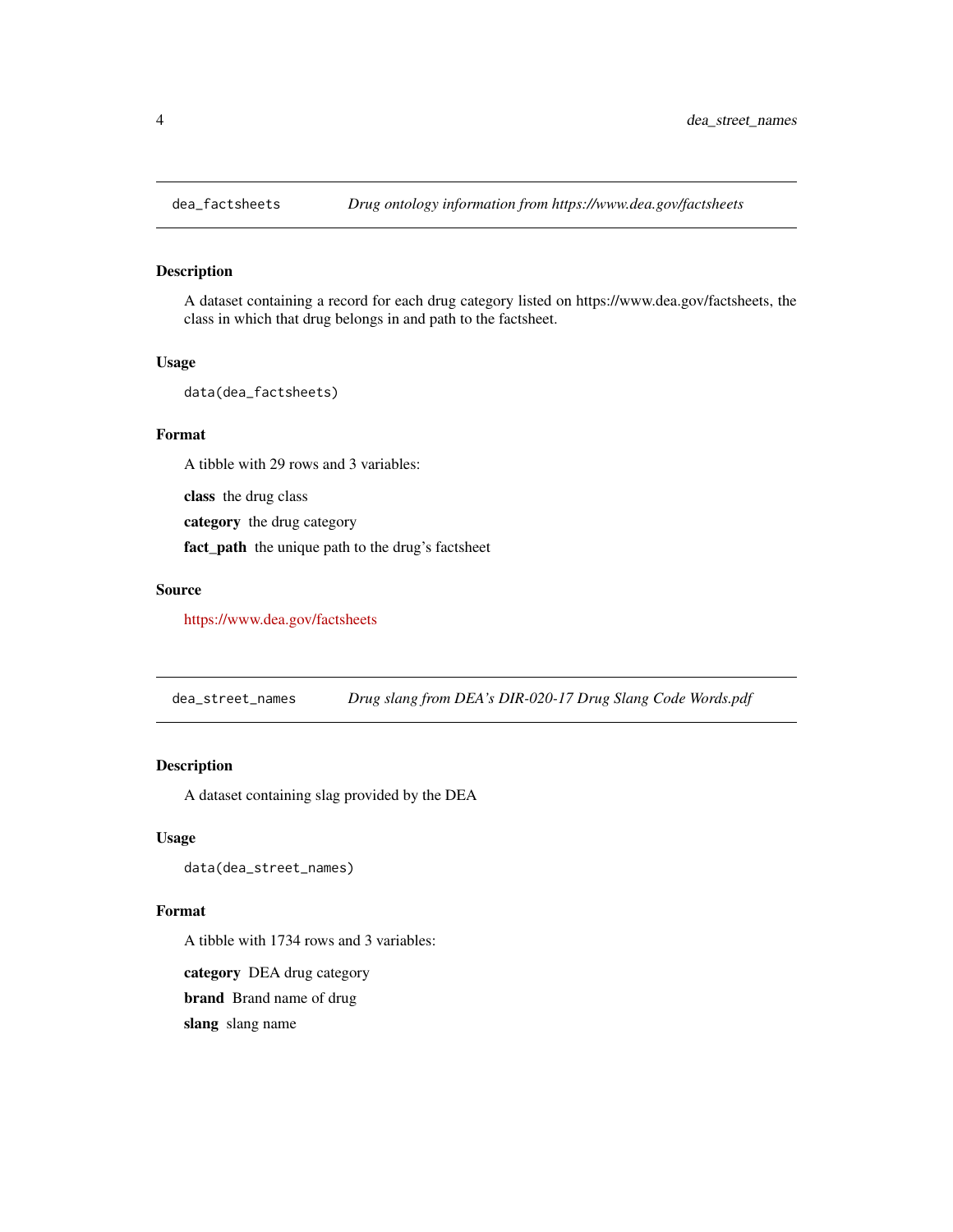## `dea_factsheets` *Drug ontology information from https://www.dea.gov/factsheets*

### Description

A dataset containing a record for each drug category listed on https://www.dea.gov/factsheets, the class in which that drug belongs in and path to the factsheet.

### Usage

```
data(dea_factsheets)
```

### Format

A tibble with 29 rows and 3 variables:

**class** the drug class

**category** the drug category

**fact_path** the unique path to the drug's factsheet

### Source

https://www.dea.gov/factsheets

## `dea_street_names` *Drug slang from DEA's DIR-020-17 Drug Slang Code Words.pdf*

### Description

A dataset containing slag provided by the DEA

### Usage

```
data(dea_street_names)
```

### Format

A tibble with 1734 rows and 3 variables:

**category** DEA drug category

**brand** Brand name of drug

**slang** slang name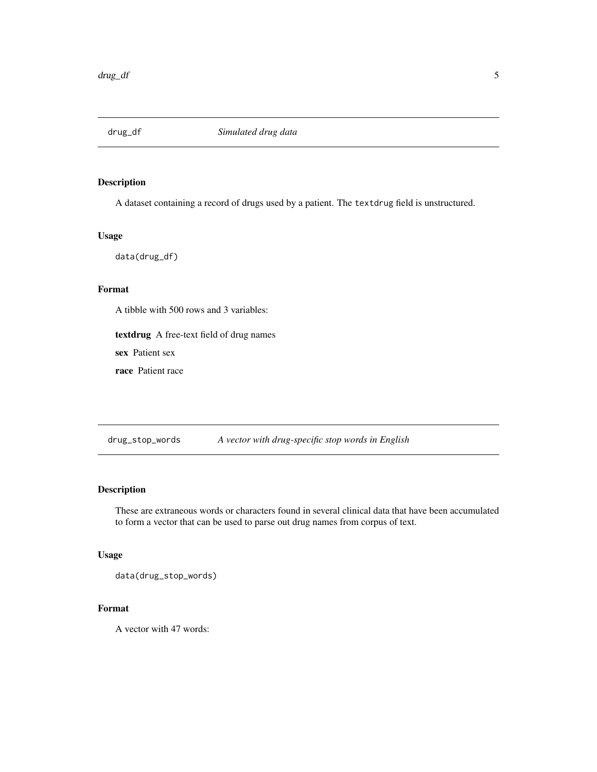## drug_df — *Simulated drug data*

### Description

A dataset containing a record of drugs used by a patient. The `textdrug` field is unstructured.

### Usage

```
data(drug_df)
```

### Format

A tibble with 500 rows and 3 variables:

**textdrug** A free-text field of drug names

**sex** Patient sex

**race** Patient race

## drug_stop_words — *A vector with drug-specific stop words in English*

### Description

These are extraneous words or characters found in several clinical data that have been accumulated to form a vector that can be used to parse out drug names from corpus of text.

### Usage

```
data(drug_stop_words)
```

### Format

A vector with 47 words: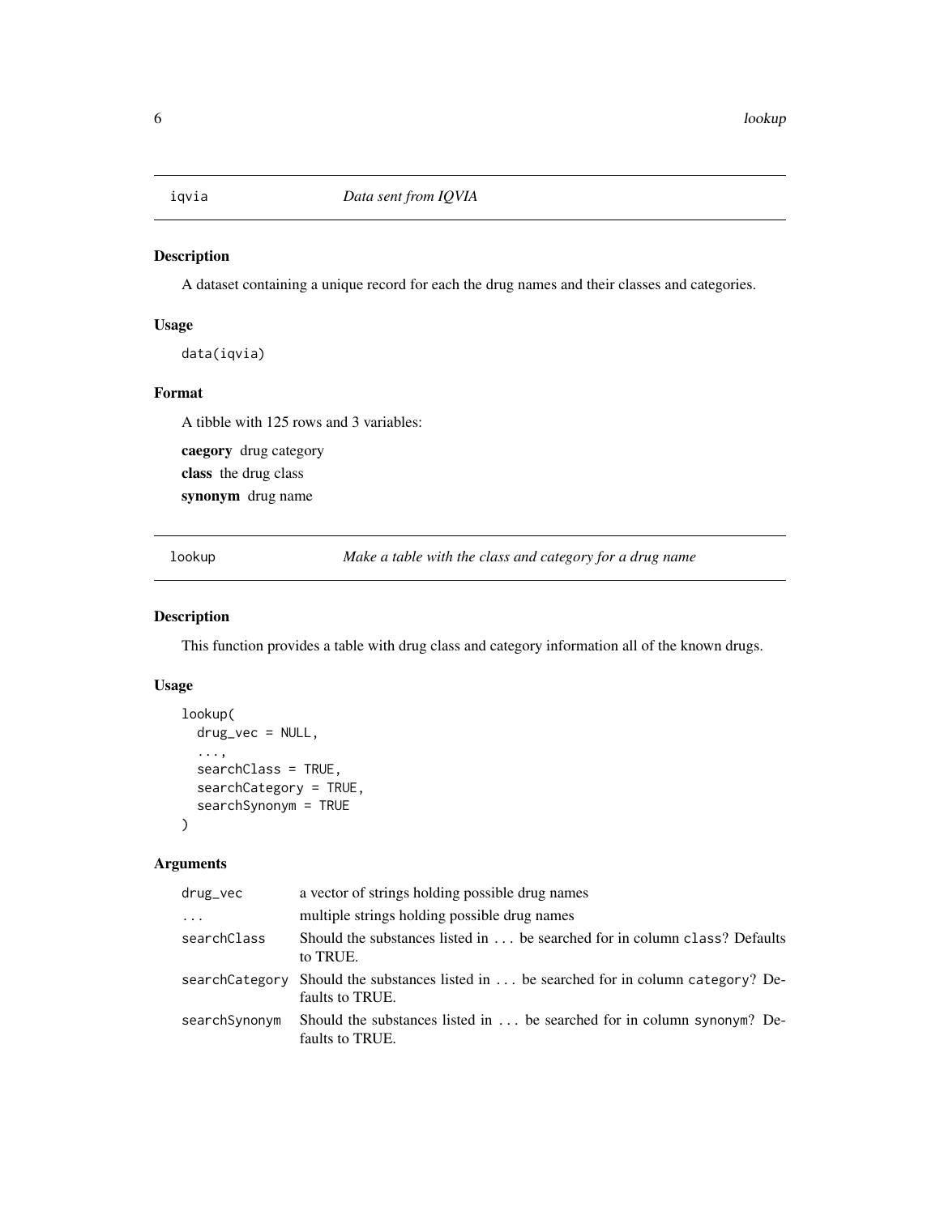## iqvia *Data sent from IQVIA*

### Description

A dataset containing a unique record for each the drug names and their classes and categories.

### Usage

```
data(iqvia)
```

### Format

A tibble with 125 rows and 3 variables:

**caegory** drug category

**class** the drug class

**synonym** drug name

## lookup *Make a table with the class and category for a drug name*

### Description

This function provides a table with drug class and category information all of the known drugs.

### Usage

```
lookup(
  drug_vec = NULL,
  ...,
  searchClass = TRUE,
  searchCategory = TRUE,
  searchSynonym = TRUE
)
```

### Arguments

| | |
|---|---|
| drug_vec | a vector of strings holding possible drug names |
| ... | multiple strings holding possible drug names |
| searchClass | Should the substances listed in ... be searched for in column class? Defaults to TRUE. |
| searchCategory | Should the substances listed in ... be searched for in column category? Defaults to TRUE. |
| searchSynonym | Should the substances listed in ... be searched for in column synonym? Defaults to TRUE. |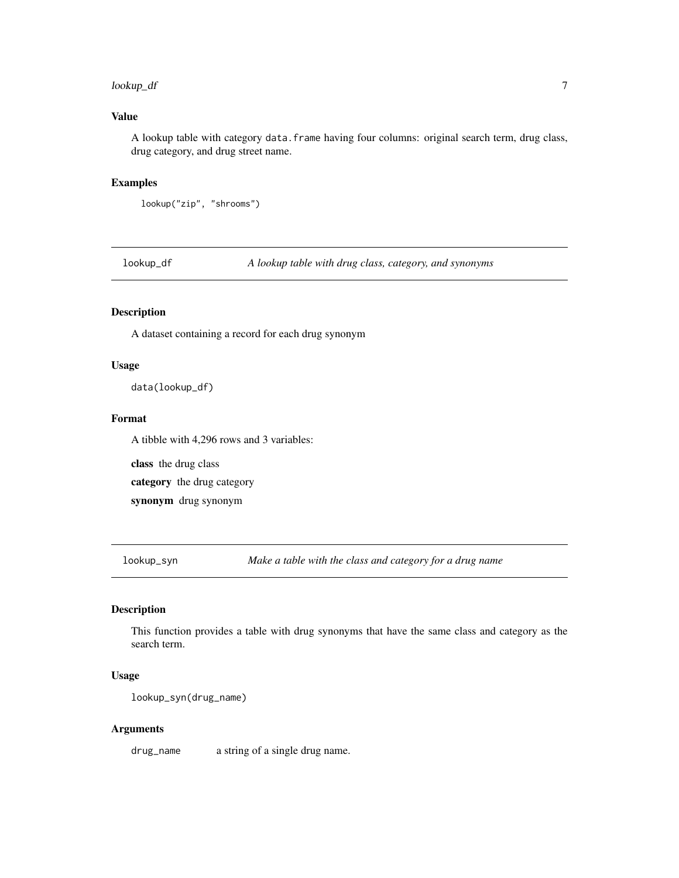### Value

A lookup table with category `data.frame` having four columns: original search term, drug class, drug category, and drug street name.

### Examples

```
lookup("zip", "shrooms")
```

---

## lookup_df — *A lookup table with drug class, category, and synonyms*

### Description

A dataset containing a record for each drug synonym

### Usage

```
data(lookup_df)
```

### Format

A tibble with 4,296 rows and 3 variables:

**class** the drug class

**category** the drug category

**synonym** drug synonym

---

## lookup_syn — *Make a table with the class and category for a drug name*

### Description

This function provides a table with drug synonyms that have the same class and category as the search term.

### Usage

```
lookup_syn(drug_name)
```

### Arguments

| | |
|---|---|
| `drug_name` | a string of a single drug name. |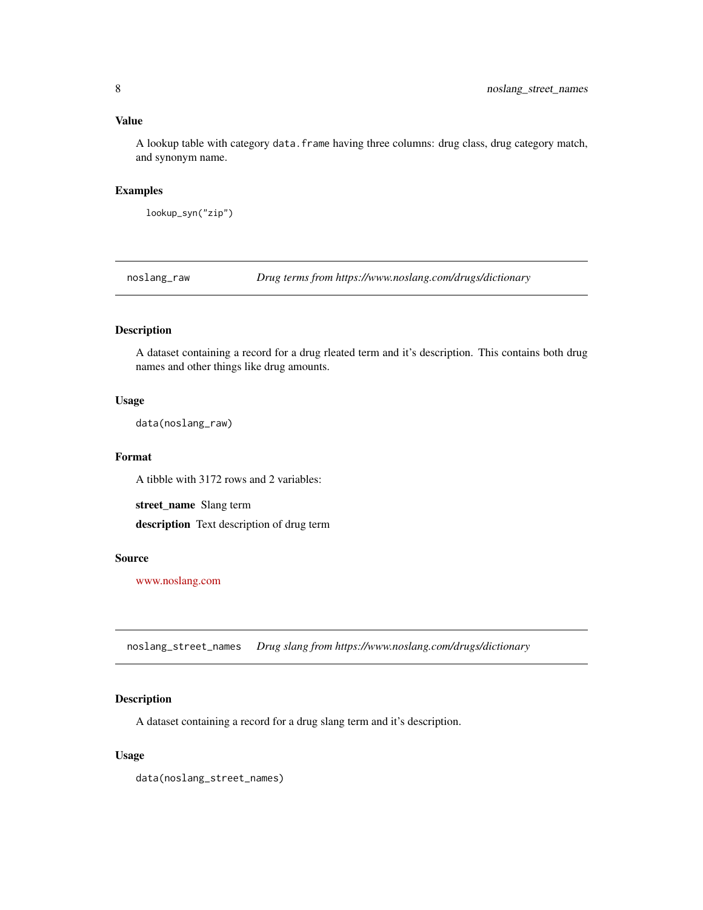### Value

A lookup table with category `data.frame` having three columns: drug class, drug category match, and synonym name.

### Examples

```
lookup_syn("zip")
```

---

## noslang_raw — *Drug terms from https://www.noslang.com/drugs/dictionary*

---

### Description

A dataset containing a record for a drug rleated term and it's description. This contains both drug names and other things like drug amounts.

### Usage

```
data(noslang_raw)
```

### Format

A tibble with 3172 rows and 2 variables:

**street_name** Slang term

**description** Text description of drug term

### Source

www.noslang.com

---

## noslang_street_names — *Drug slang from https://www.noslang.com/drugs/dictionary*

---

### Description

A dataset containing a record for a drug slang term and it's description.

### Usage

```
data(noslang_street_names)
```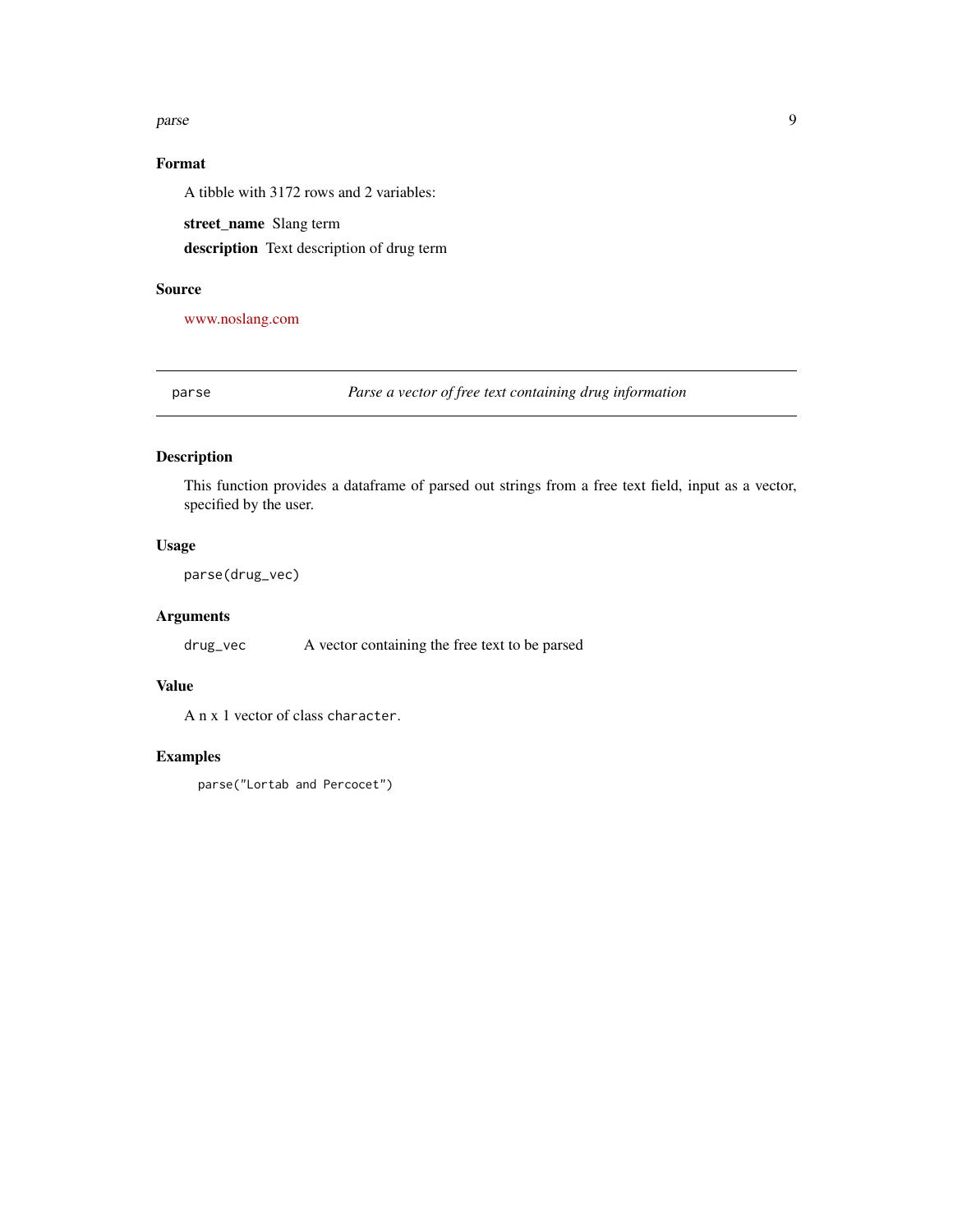## Format

A tibble with 3172 rows and 2 variables:

**street_name** Slang term

**description** Text description of drug term

## Source

www.noslang.com

---

`parse` *Parse a vector of free text containing drug information*

---

## Description

This function provides a dataframe of parsed out strings from a free text field, input as a vector, specified by the user.

## Usage

```
parse(drug_vec)
```

## Arguments

`drug_vec` A vector containing the free text to be parsed

## Value

A n x 1 vector of class `character`.

## Examples

```
parse("Lortab and Percocet")
```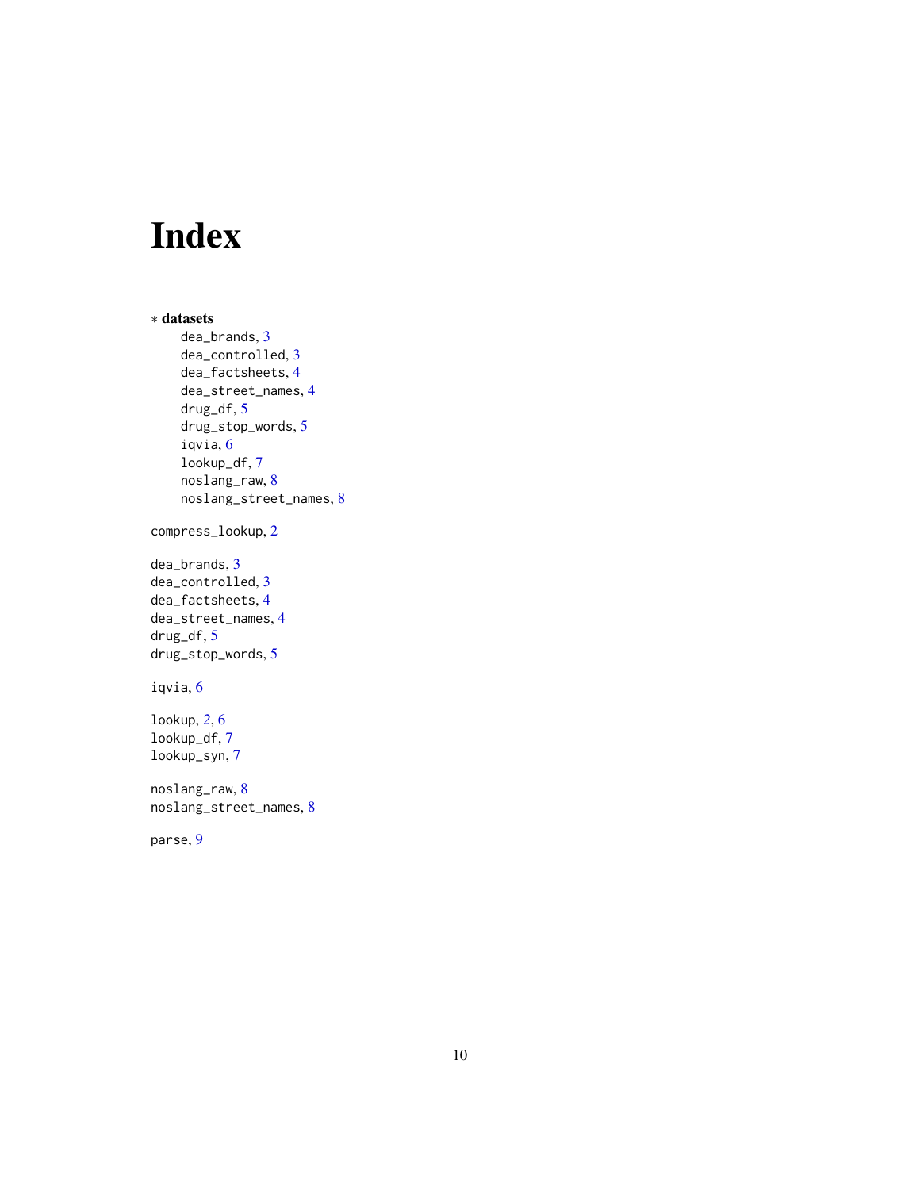# Index

∗ **datasets**
- dea_brands, 3
- dea_controlled, 3
- dea_factsheets, 4
- dea_street_names, 4
- drug_df, 5
- drug_stop_words, 5
- iqvia, 6
- lookup_df, 7
- noslang_raw, 8
- noslang_street_names, 8

compress_lookup, 2

dea_brands, 3
dea_controlled, 3
dea_factsheets, 4
dea_street_names, 4
drug_df, 5
drug_stop_words, 5

iqvia, 6

lookup, *2*, 6
lookup_df, 7
lookup_syn, 7

noslang_raw, 8
noslang_street_names, 8

parse, 9